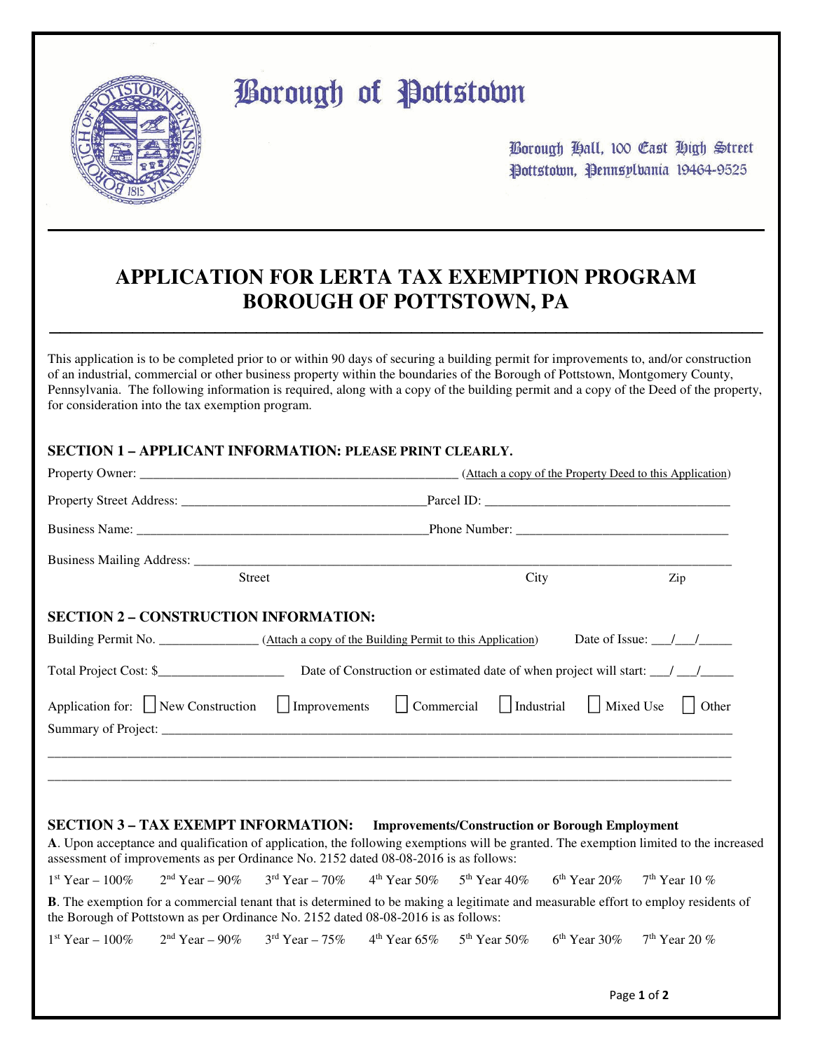# Borough of Pottstown

Borough Hall, 100 East High Street
Pottstown, Pennsylvania 19464-9525

## APPLICATION FOR LERTA TAX EXEMPTION PROGRAM
## BOROUGH OF POTTSTOWN, PA

This application is to be completed prior to or within 90 days of securing a building permit for improvements to, and/or construction of an industrial, commercial or other business property within the boundaries of the Borough of Pottstown, Montgomery County, Pennsylvania. The following information is required, along with a copy of the building permit and a copy of the Deed of the property, for consideration into the tax exemption program.

### SECTION 1 – APPLICANT INFORMATION: PLEASE PRINT CLEARLY.

Property Owner: __________________________________________________ (Attach a copy of the Property Deed to this Application)

Property Street Address: ____________________________________ Parcel ID: ____________________________________

Business Name: ____________________________________________ Phone Number: _______________________________

Business Mailing Address: ___________________________________________________________________________
Street City Zip

### SECTION 2 – CONSTRUCTION INFORMATION:

Building Permit No. _______________ (Attach a copy of the Building Permit to this Application) Date of Issue: ___/___/_____

Total Project Cost: $___________________ Date of Construction or estimated date of when project will start: ___/ ___/_____

Application for: ☐ New Construction ☐ Improvements ☐ Commercial ☐ Industrial ☐ Mixed Use ☐ Other

Summary of Project: ___________________________________________________________________________________

_____________________________________________________________________________________________________

_____________________________________________________________________________________________________

### SECTION 3 – TAX EXEMPT INFORMATION: Improvements/Construction or Borough Employment

**A**. Upon acceptance and qualification of application, the following exemptions will be granted. The exemption limited to the increased assessment of improvements as per Ordinance No. 2152 dated 08-08-2016 is as follows:

1st Year – 100% 2nd Year – 90% 3rd Year – 70% 4th Year 50% 5th Year 40% 6th Year 20% 7th Year 10 %

**B**. The exemption for a commercial tenant that is determined to be making a legitimate and measurable effort to employ residents of the Borough of Pottstown as per Ordinance No. 2152 dated 08-08-2016 is as follows:

1st Year – 100% 2nd Year – 90% 3rd Year – 75% 4th Year 65% 5th Year 50% 6th Year 30% 7th Year 20 %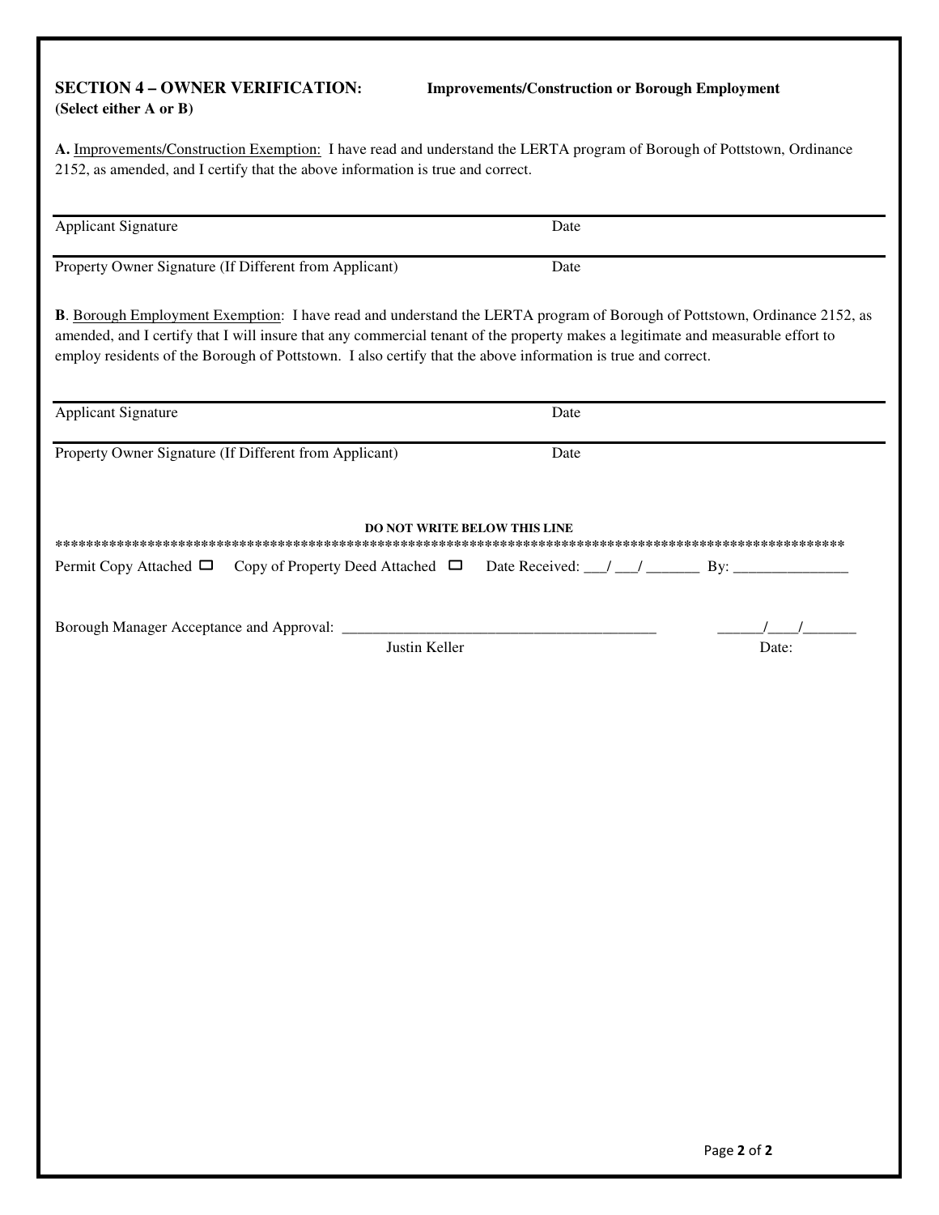**SECTION 4 – OWNER VERIFICATION:** **Improvements/Construction or Borough Employment**
**(Select either A or B)**

**A.** Improvements/Construction Exemption: I have read and understand the LERTA program of Borough of Pottstown, Ordinance 2152, as amended, and I certify that the above information is true and correct.

Applicant Signature Date

Property Owner Signature (If Different from Applicant) Date

**B**. Borough Employment Exemption: I have read and understand the LERTA program of Borough of Pottstown, Ordinance 2152, as amended, and I certify that I will insure that any commercial tenant of the property makes a legitimate and measurable effort to employ residents of the Borough of Pottstown. I also certify that the above information is true and correct.

Applicant Signature Date

Property Owner Signature (If Different from Applicant) Date

**DO NOT WRITE BELOW THIS LINE**

****************************************************************************************************

Permit Copy Attached ☐ Copy of Property Deed Attached ☐ Date Received: ___/ ___/ _______ By: _______________

Borough Manager Acceptance and Approval: _________________________________________ ______/____/_______
Justin Keller Date: